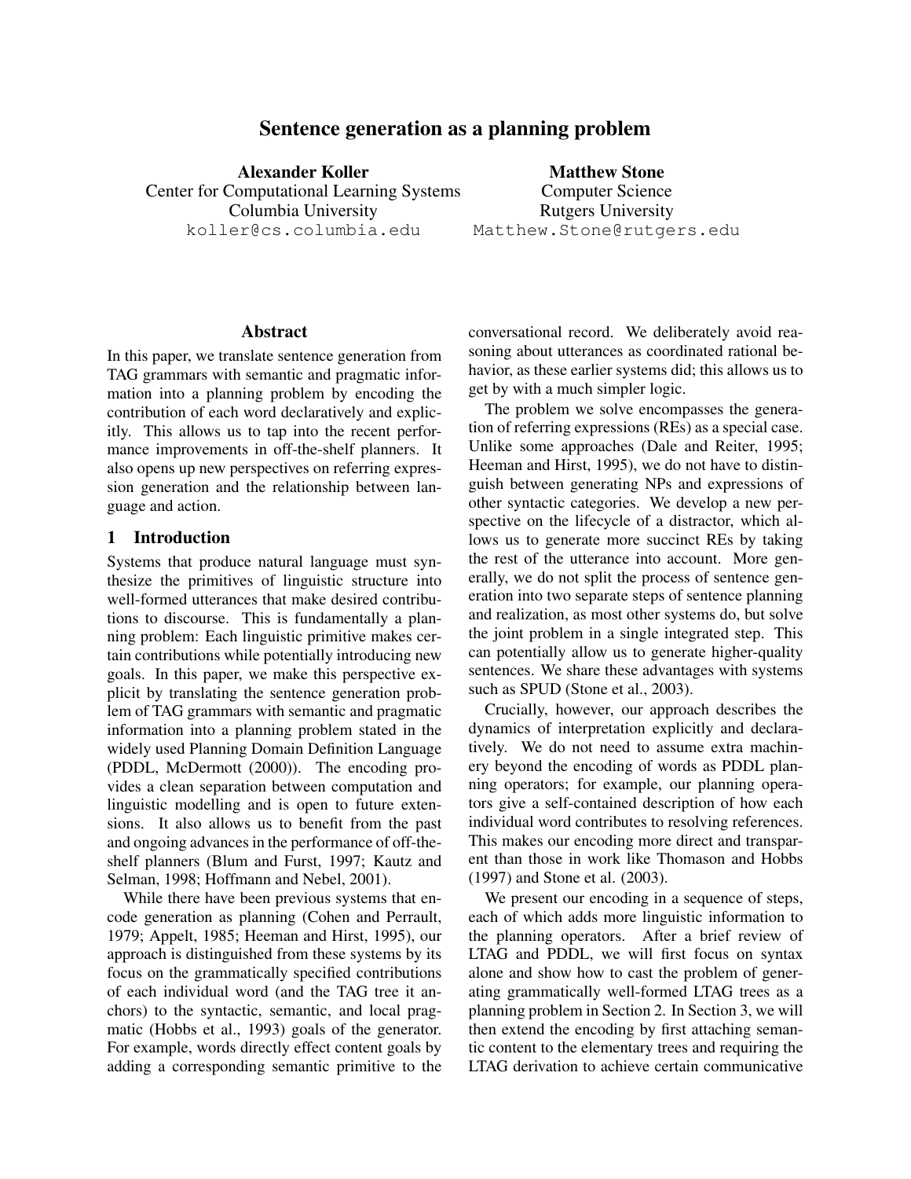# Sentence generation as a planning problem

**Alexander Koller**
Center for Computational Learning Systems
Columbia University
koller@cs.columbia.edu

**Matthew Stone**
Computer Science
Rutgers University
Matthew.Stone@rutgers.edu

## Abstract

In this paper, we translate sentence generation from TAG grammars with semantic and pragmatic information into a planning problem by encoding the contribution of each word declaratively and explicitly. This allows us to tap into the recent performance improvements in off-the-shelf planners. It also opens up new perspectives on referring expression generation and the relationship between language and action.

## 1 Introduction

Systems that produce natural language must synthesize the primitives of linguistic structure into well-formed utterances that make desired contributions to discourse. This is fundamentally a planning problem: Each linguistic primitive makes certain contributions while potentially introducing new goals. In this paper, we make this perspective explicit by translating the sentence generation problem of TAG grammars with semantic and pragmatic information into a planning problem stated in the widely used Planning Domain Definition Language (PDDL, McDermott (2000)). The encoding provides a clean separation between computation and linguistic modelling and is open to future extensions. It also allows us to benefit from the past and ongoing advances in the performance of off-the-shelf planners (Blum and Furst, 1997; Kautz and Selman, 1998; Hoffmann and Nebel, 2001).

While there have been previous systems that encode generation as planning (Cohen and Perrault, 1979; Appelt, 1985; Heeman and Hirst, 1995), our approach is distinguished from these systems by its focus on the grammatically specified contributions of each individual word (and the TAG tree it anchors) to the syntactic, semantic, and local pragmatic (Hobbs et al., 1993) goals of the generator. For example, words directly effect content goals by adding a corresponding semantic primitive to the conversational record. We deliberately avoid reasoning about utterances as coordinated rational behavior, as these earlier systems did; this allows us to get by with a much simpler logic.

The problem we solve encompasses the generation of referring expressions (REs) as a special case. Unlike some approaches (Dale and Reiter, 1995; Heeman and Hirst, 1995), we do not have to distinguish between generating NPs and expressions of other syntactic categories. We develop a new perspective on the lifecycle of a distractor, which allows us to generate more succinct REs by taking the rest of the utterance into account. More generally, we do not split the process of sentence generation into two separate steps of sentence planning and realization, as most other systems do, but solve the joint problem in a single integrated step. This can potentially allow us to generate higher-quality sentences. We share these advantages with systems such as SPUD (Stone et al., 2003).

Crucially, however, our approach describes the dynamics of interpretation explicitly and declaratively. We do not need to assume extra machinery beyond the encoding of words as PDDL planning operators; for example, our planning operators give a self-contained description of how each individual word contributes to resolving references. This makes our encoding more direct and transparent than those in work like Thomason and Hobbs (1997) and Stone et al. (2003).

We present our encoding in a sequence of steps, each of which adds more linguistic information to the planning operators. After a brief review of LTAG and PDDL, we will first focus on syntax alone and show how to cast the problem of generating grammatically well-formed LTAG trees as a planning problem in Section 2. In Section 3, we will then extend the encoding by first attaching semantic content to the elementary trees and requiring the LTAG derivation to achieve certain communicative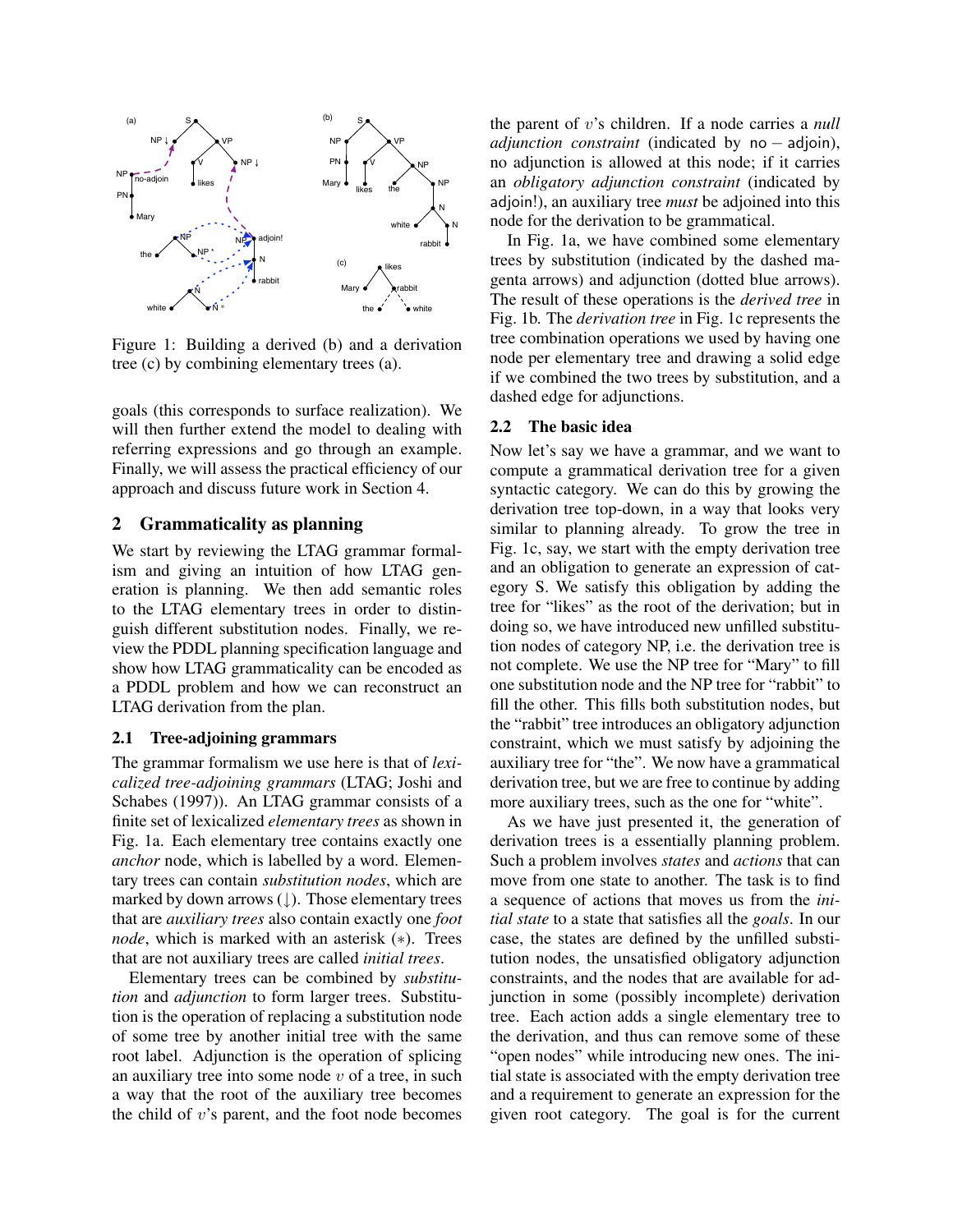Figure 1: Building a derived (b) and a derivation tree (c) by combining elementary trees (a).

goals (this corresponds to surface realization). We will then further extend the model to dealing with referring expressions and go through an example. Finally, we will assess the practical efficiency of our approach and discuss future work in Section 4.

## 2 Grammaticality as planning

We start by reviewing the LTAG grammar formalism and giving an intuition of how LTAG generation is planning. We then add semantic roles to the LTAG elementary trees in order to distinguish different substitution nodes. Finally, we review the PDDL planning specification language and show how LTAG grammaticality can be encoded as a PDDL problem and how we can reconstruct an LTAG derivation from the plan.

### 2.1 Tree-adjoining grammars

The grammar formalism we use here is that of *lexicalized tree-adjoining grammars* (LTAG; Joshi and Schabes (1997)). An LTAG grammar consists of a finite set of lexicalized *elementary trees* as shown in Fig. 1a. Each elementary tree contains exactly one *anchor* node, which is labelled by a word. Elementary trees can contain *substitution nodes*, which are marked by down arrows (↓). Those elementary trees that are *auxiliary trees* also contain exactly one *foot node*, which is marked with an asterisk ($*$). Trees that are not auxiliary trees are called *initial trees*.

Elementary trees can be combined by *substitution* and *adjunction* to form larger trees. Substitution is the operation of replacing a substitution node of some tree by another initial tree with the same root label. Adjunction is the operation of splicing an auxiliary tree into some node $v$ of a tree, in such a way that the root of the auxiliary tree becomes the child of $v$'s parent, and the foot node becomes the parent of $v$'s children. If a node carries a *null adjunction constraint* (indicated by no – adjoin), no adjunction is allowed at this node; if it carries an *obligatory adjunction constraint* (indicated by adjoin!), an auxiliary tree *must* be adjoined into this node for the derivation to be grammatical.

In Fig. 1a, we have combined some elementary trees by substitution (indicated by the dashed magenta arrows) and adjunction (dotted blue arrows). The result of these operations is the *derived tree* in Fig. 1b. The *derivation tree* in Fig. 1c represents the tree combination operations we used by having one node per elementary tree and drawing a solid edge if we combined the two trees by substitution, and a dashed edge for adjunctions.

### 2.2 The basic idea

Now let's say we have a grammar, and we want to compute a grammatical derivation tree for a given syntactic category. We can do this by growing the derivation tree top-down, in a way that looks very similar to planning already. To grow the tree in Fig. 1c, say, we start with the empty derivation tree and an obligation to generate an expression of category S. We satisfy this obligation by adding the tree for "likes" as the root of the derivation; but in doing so, we have introduced new unfilled substitution nodes of category NP, i.e. the derivation tree is not complete. We use the NP tree for "Mary" to fill one substitution node and the NP tree for "rabbit" to fill the other. This fills both substitution nodes, but the "rabbit" tree introduces an obligatory adjunction constraint, which we must satisfy by adjoining the auxiliary tree for "the". We now have a grammatical derivation tree, but we are free to continue by adding more auxiliary trees, such as the one for "white".

As we have just presented it, the generation of derivation trees is a essentially planning problem. Such a problem involves *states* and *actions* that can move from one state to another. The task is to find a sequence of actions that moves us from the *initial state* to a state that satisfies all the *goals*. In our case, the states are defined by the unfilled substitution nodes, the unsatisfied obligatory adjunction constraints, and the nodes that are available for adjunction in some (possibly incomplete) derivation tree. Each action adds a single elementary tree to the derivation, and thus can remove some of these "open nodes" while introducing new ones. The initial state is associated with the empty derivation tree and a requirement to generate an expression for the given root category. The goal is for the current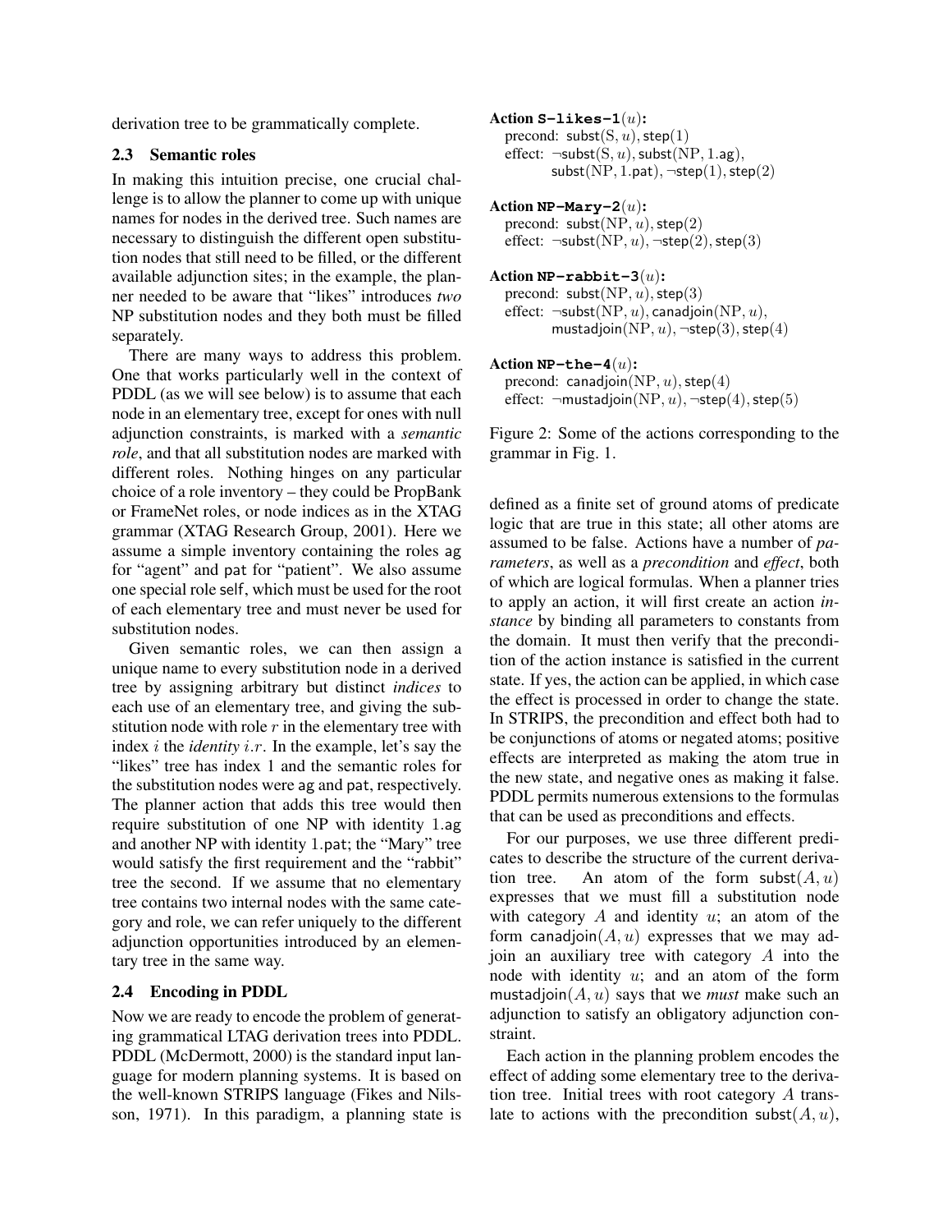derivation tree to be grammatically complete.

### 2.3 Semantic roles

In making this intuition precise, one crucial challenge is to allow the planner to come up with unique names for nodes in the derived tree. Such names are necessary to distinguish the different open substitution nodes that still need to be filled, or the different available adjunction sites; in the example, the planner needed to be aware that "likes" introduces *two* NP substitution nodes and they both must be filled separately.

There are many ways to address this problem. One that works particularly well in the context of PDDL (as we will see below) is to assume that each node in an elementary tree, except for ones with null adjunction constraints, is marked with a *semantic role*, and that all substitution nodes are marked with different roles. Nothing hinges on any particular choice of a role inventory – they could be PropBank or FrameNet roles, or node indices as in the XTAG grammar (XTAG Research Group, 2001). Here we assume a simple inventory containing the roles ag for "agent" and pat for "patient". We also assume one special role self, which must be used for the root of each elementary tree and must never be used for substitution nodes.

Given semantic roles, we can then assign a unique name to every substitution node in a derived tree by assigning arbitrary but distinct *indices* to each use of an elementary tree, and giving the substitution node with role $r$ in the elementary tree with index $i$ the *identity* $i.r$. In the example, let's say the "likes" tree has index 1 and the semantic roles for the substitution nodes were ag and pat, respectively. The planner action that adds this tree would then require substitution of one NP with identity 1.ag and another NP with identity 1.pat; the "Mary" tree would satisfy the first requirement and the "rabbit" tree the second. If we assume that no elementary tree contains two internal nodes with the same category and role, we can refer uniquely to the different adjunction opportunities introduced by an elementary tree in the same way.

### 2.4 Encoding in PDDL

Now we are ready to encode the problem of generating grammatical LTAG derivation trees into PDDL. PDDL (McDermott, 2000) is the standard input language for modern planning systems. It is based on the well-known STRIPS language (Fikes and Nilsson, 1971). In this paradigm, a planning state is defined as a finite set of ground atoms of predicate logic that are true in this state; all other atoms are assumed to be false. Actions have a number of *parameters*, as well as a *precondition* and *effect*, both of which are logical formulas. When a planner tries to apply an action, it will first create an action *instance* by binding all parameters to constants from the domain. It must then verify that the precondition of the action instance is satisfied in the current state. If yes, the action can be applied, in which case the effect is processed in order to change the state. In STRIPS, the precondition and effect both had to be conjunctions of atoms or negated atoms; positive effects are interpreted as making the atom true in the new state, and negative ones as making it false. PDDL permits numerous extensions to the formulas that can be used as preconditions and effects.

**Action S-likes-1**$(u)$**:**
precond: $\mathsf{subst}(\mathrm{S}, u), \mathsf{step}(1)$
effect: $\neg\mathsf{subst}(\mathrm{S}, u), \mathsf{subst}(\mathrm{NP}, 1.\mathsf{ag}),$ $\mathsf{subst}(\mathrm{NP}, 1.\mathsf{pat}), \neg\mathsf{step}(1), \mathsf{step}(2)$

**Action NP-Mary-2**$(u)$**:**
precond: $\mathsf{subst}(\mathrm{NP}, u), \mathsf{step}(2)$
effect: $\neg\mathsf{subst}(\mathrm{NP}, u), \neg\mathsf{step}(2), \mathsf{step}(3)$

**Action NP-rabbit-3**$(u)$**:**
precond: $\mathsf{subst}(\mathrm{NP}, u), \mathsf{step}(3)$
effect: $\neg\mathsf{subst}(\mathrm{NP}, u), \mathsf{canadjoin}(\mathrm{NP}, u),$ $\mathsf{mustadjoin}(\mathrm{NP}, u), \neg\mathsf{step}(3), \mathsf{step}(4)$

**Action NP-the-4**$(u)$**:**
precond: $\mathsf{canadjoin}(\mathrm{NP}, u), \mathsf{step}(4)$
effect: $\neg\mathsf{mustadjoin}(\mathrm{NP}, u), \neg\mathsf{step}(4), \mathsf{step}(5)$

Figure 2: Some of the actions corresponding to the grammar in Fig. 1.

For our purposes, we use three different predicates to describe the structure of the current derivation tree. An atom of the form $\mathsf{subst}(A, u)$ expresses that we must fill a substitution node with category $A$ and identity $u$; an atom of the form $\mathsf{canadjoin}(A, u)$ expresses that we may adjoin an auxiliary tree with category $A$ into the node with identity $u$; and an atom of the form $\mathsf{mustadjoin}(A, u)$ says that we *must* make such an adjunction to satisfy an obligatory adjunction constraint.

Each action in the planning problem encodes the effect of adding some elementary tree to the derivation tree. Initial trees with root category $A$ translate to actions with the precondition $\mathsf{subst}(A, u)$,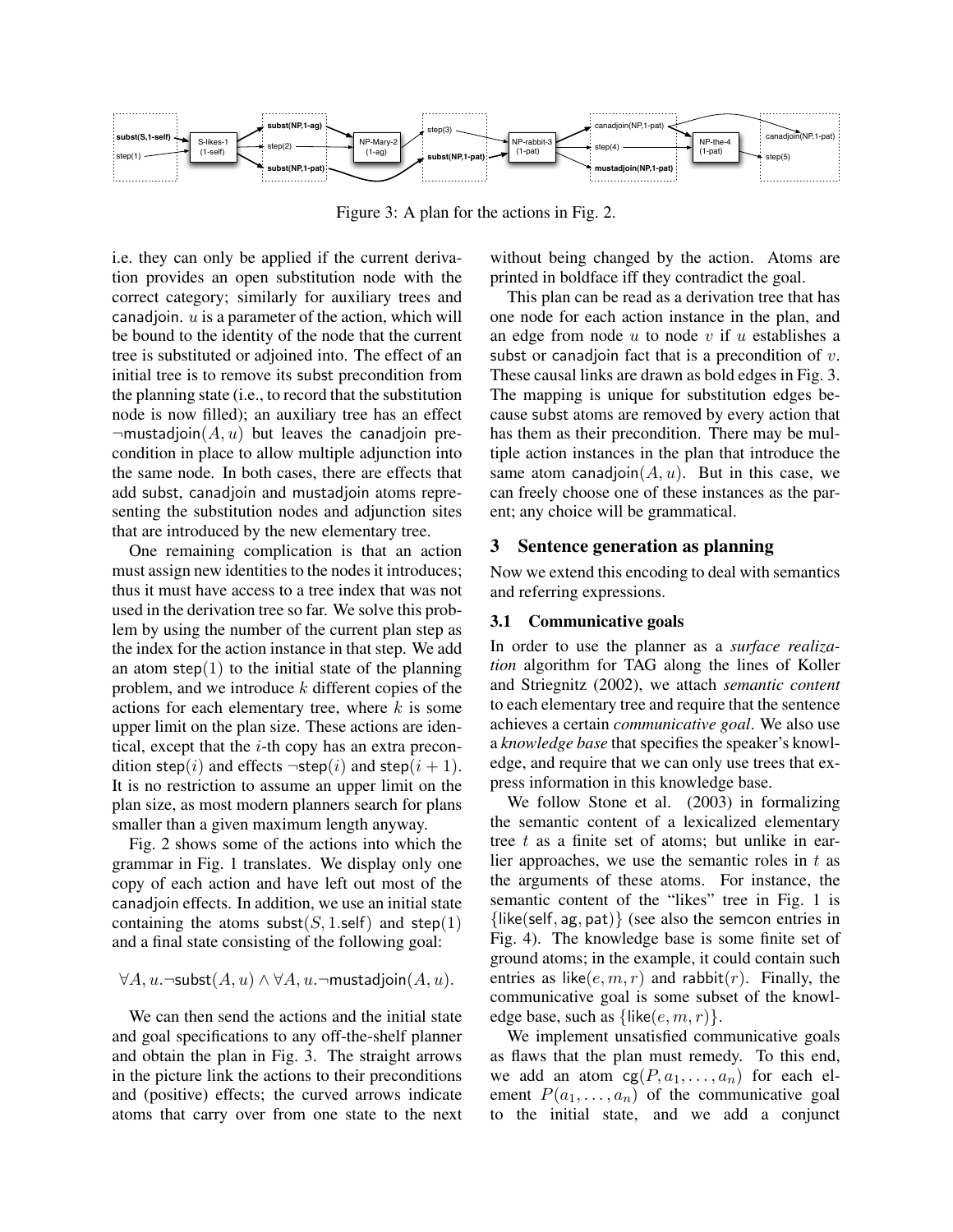Figure 3: A plan for the actions in Fig. 2.

i.e. they can only be applied if the current derivation provides an open substitution node with the correct category; similarly for auxiliary trees and canadjoin. $u$ is a parameter of the action, which will be bound to the identity of the node that the current tree is substituted or adjoined into. The effect of an initial tree is to remove its subst precondition from the planning state (i.e., to record that the substitution node is now filled); an auxiliary tree has an effect $\neg\text{mustadjoin}(A, u)$ but leaves the canadjoin precondition in place to allow multiple adjunction into the same node. In both cases, there are effects that add subst, canadjoin and mustadjoin atoms representing the substitution nodes and adjunction sites that are introduced by the new elementary tree.

One remaining complication is that an action must assign new identities to the nodes it introduces; thus it must have access to a tree index that was not used in the derivation tree so far. We solve this problem by using the number of the current plan step as the index for the action instance in that step. We add an atom $\text{step}(1)$ to the initial state of the planning problem, and we introduce $k$ different copies of the actions for each elementary tree, where $k$ is some upper limit on the plan size. These actions are identical, except that the $i$-th copy has an extra precondition $\text{step}(i)$ and effects $\neg\text{step}(i)$ and $\text{step}(i + 1)$. It is no restriction to assume an upper limit on the plan size, as most modern planners search for plans smaller than a given maximum length anyway.

Fig. 2 shows some of the actions into which the grammar in Fig. 1 translates. We display only one copy of each action and have left out most of the canadjoin effects. In addition, we use an initial state containing the atoms $\text{subst}(S, 1.\text{self})$ and $\text{step}(1)$ and a final state consisting of the following goal:

$$\forall A, u.\neg\text{subst}(A, u) \wedge \forall A, u.\neg\text{mustadjoin}(A, u).$$

We can then send the actions and the initial state and goal specifications to any off-the-shelf planner and obtain the plan in Fig. 3. The straight arrows in the picture link the actions to their preconditions and (positive) effects; the curved arrows indicate atoms that carry over from one state to the next without being changed by the action. Atoms are printed in boldface iff they contradict the goal.

This plan can be read as a derivation tree that has one node for each action instance in the plan, and an edge from node $u$ to node $v$ if $u$ establishes a subst or canadjoin fact that is a precondition of $v$. These causal links are drawn as bold edges in Fig. 3. The mapping is unique for substitution edges because subst atoms are removed by every action that has them as their precondition. There may be multiple action instances in the plan that introduce the same atom $\text{canadjoin}(A, u)$. But in this case, we can freely choose one of these instances as the parent; any choice will be grammatical.

## 3 Sentence generation as planning

Now we extend this encoding to deal with semantics and referring expressions.

### 3.1 Communicative goals

In order to use the planner as a *surface realization* algorithm for TAG along the lines of Koller and Striegnitz (2002), we attach *semantic content* to each elementary tree and require that the sentence achieves a certain *communicative goal*. We also use a *knowledge base* that specifies the speaker's knowledge, and require that we can only use trees that express information in this knowledge base.

We follow Stone et al. (2003) in formalizing the semantic content of a lexicalized elementary tree $t$ as a finite set of atoms; but unlike in earlier approaches, we use the semantic roles in $t$ as the arguments of these atoms. For instance, the semantic content of the "likes" tree in Fig. 1 is $\{\text{like}(\text{self}, \text{ag}, \text{pat})\}$ (see also the semcon entries in Fig. 4). The knowledge base is some finite set of ground atoms; in the example, it could contain such entries as $\text{like}(e, m, r)$ and $\text{rabbit}(r)$. Finally, the communicative goal is some subset of the knowledge base, such as $\{\text{like}(e, m, r)\}$.

We implement unsatisfied communicative goals as flaws that the plan must remedy. To this end, we add an atom $\text{cg}(P, a_1, \ldots, a_n)$ for each element $P(a_1, \ldots, a_n)$ of the communicative goal to the initial state, and we add a conjunct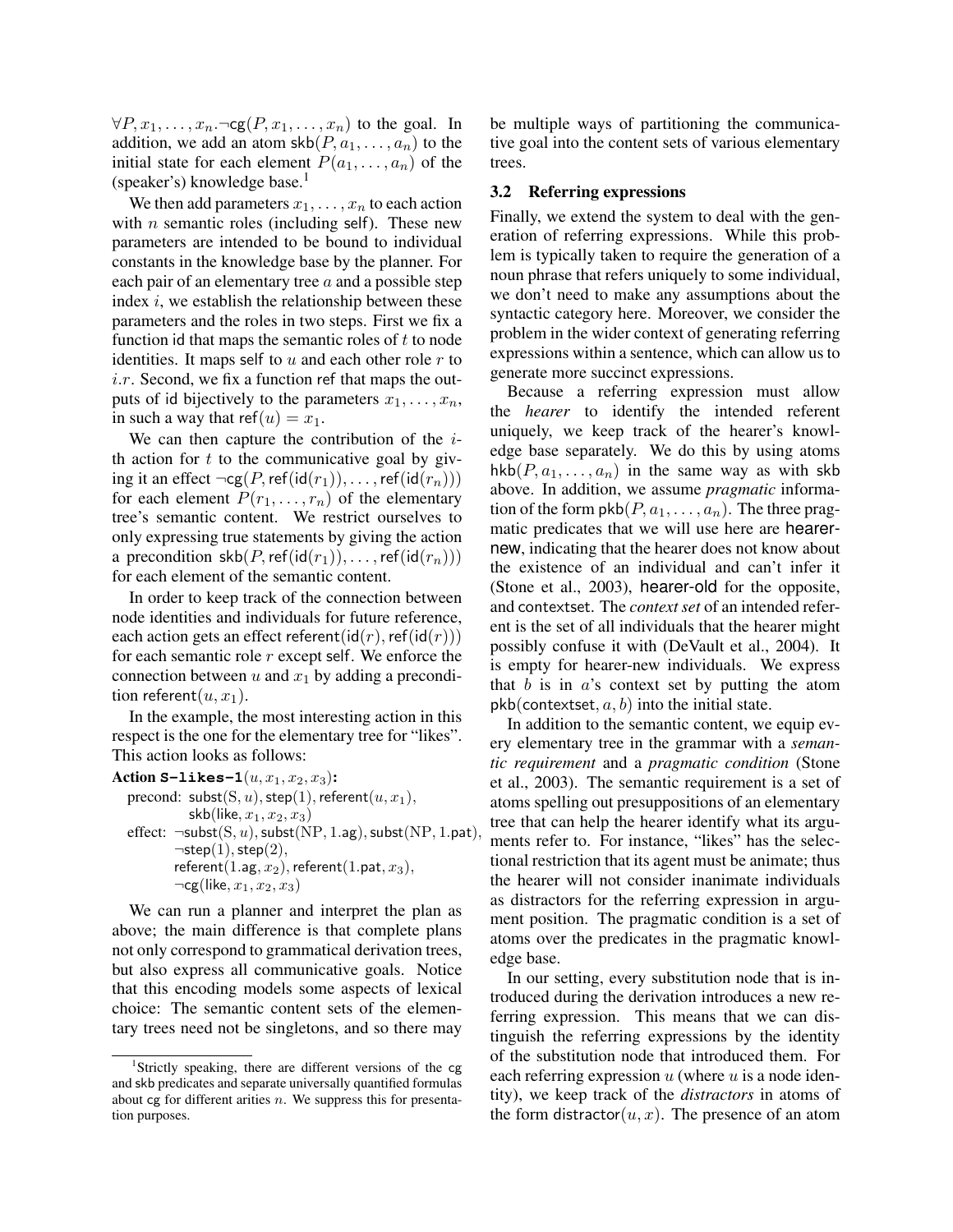$\forall P, x_1, \ldots, x_n. \neg \mathsf{cg}(P, x_1, \ldots, x_n)$ to the goal. In addition, we add an atom $\mathsf{skb}(P, a_1, \ldots, a_n)$ to the initial state for each element $P(a_1, \ldots, a_n)$ of the (speaker's) knowledge base.[1]

We then add parameters $x_1, \ldots, x_n$ to each action with $n$ semantic roles (including $\mathsf{self}$). These new parameters are intended to be bound to individual constants in the knowledge base by the planner. For each pair of an elementary tree $a$ and a possible step index $i$, we establish the relationship between these parameters and the roles in two steps. First we fix a function $\mathsf{id}$ that maps the semantic roles of $t$ to node identities. It maps $\mathsf{self}$ to $u$ and each other role $r$ to $i.r$. Second, we fix a function $\mathsf{ref}$ that maps the outputs of $\mathsf{id}$ bijectively to the parameters $x_1, \ldots, x_n$, in such a way that $\mathsf{ref}(u) = x_1$.

We can then capture the contribution of the $i$-th action for $t$ to the communicative goal by giving it an effect $\neg\mathsf{cg}(P, \mathsf{ref}(\mathsf{id}(r_1)), \ldots, \mathsf{ref}(\mathsf{id}(r_n)))$ for each element $P(r_1, \ldots, r_n)$ of the elementary tree's semantic content. We restrict ourselves to only expressing true statements by giving the action a precondition $\mathsf{skb}(P, \mathsf{ref}(\mathsf{id}(r_1)), \ldots, \mathsf{ref}(\mathsf{id}(r_n)))$ for each element of the semantic content.

In order to keep track of the connection between node identities and individuals for future reference, each action gets an effect $\mathsf{referent}(\mathsf{id}(r), \mathsf{ref}(\mathsf{id}(r)))$ for each semantic role $r$ except $\mathsf{self}$. We enforce the connection between $u$ and $x_1$ by adding a precondition $\mathsf{referent}(u, x_1)$.

In the example, the most interesting action in this respect is the one for the elementary tree for "likes". This action looks as follows:

**Action S-likes-1**$(u, x_1, x_2, x_3)$**:**
precond: $\mathsf{subst}(\mathrm{S}, u), \mathsf{step}(1), \mathsf{referent}(u, x_1),$
$\mathsf{skb}(\mathsf{like}, x_1, x_2, x_3)$
effect: $\neg\mathsf{subst}(\mathrm{S}, u), \mathsf{subst}(\mathrm{NP}, 1.\mathsf{ag}), \mathsf{subst}(\mathrm{NP}, 1.\mathsf{pat}),$
$\neg\mathsf{step}(1), \mathsf{step}(2),$
$\mathsf{referent}(1.\mathsf{ag}, x_2), \mathsf{referent}(1.\mathsf{pat}, x_3),$
$\neg\mathsf{cg}(\mathsf{like}, x_1, x_2, x_3)$

We can run a planner and interpret the plan as above; the main difference is that complete plans not only correspond to grammatical derivation trees, but also express all communicative goals. Notice that this encoding models some aspects of lexical choice: The semantic content sets of the elementary trees need not be singletons, and so there may be multiple ways of partitioning the communicative goal into the content sets of various elementary trees.

### 3.2 Referring expressions

Finally, we extend the system to deal with the generation of referring expressions. While this problem is typically taken to require the generation of a noun phrase that refers uniquely to some individual, we don't need to make any assumptions about the syntactic category here. Moreover, we consider the problem in the wider context of generating referring expressions within a sentence, which can allow us to generate more succinct expressions.

Because a referring expression must allow the *hearer* to identify the intended referent uniquely, we keep track of the hearer's knowledge base separately. We do this by using atoms $\mathsf{hkb}(P, a_1, \ldots, a_n)$ in the same way as with $\mathsf{skb}$ above. In addition, we assume *pragmatic* information of the form $\mathsf{pkb}(P, a_1, \ldots, a_n)$. The three pragmatic predicates that we will use here are hearer-new, indicating that the hearer does not know about the existence of an individual and can't infer it (Stone et al., 2003), hearer-old for the opposite, and contextset. The *context set* of an intended referent is the set of all individuals that the hearer might possibly confuse it with (DeVault et al., 2004). It is empty for hearer-new individuals. We express that $b$ is in $a$'s context set by putting the atom $\mathsf{pkb}(\mathsf{contextset}, a, b)$ into the initial state.

In addition to the semantic content, we equip every elementary tree in the grammar with a *semantic requirement* and a *pragmatic condition* (Stone et al., 2003). The semantic requirement is a set of atoms spelling out presuppositions of an elementary tree that can help the hearer identify what its arguments refer to. For instance, "likes" has the selectional restriction that its agent must be animate; thus the hearer will not consider inanimate individuals as distractors for the referring expression in argument position. The pragmatic condition is a set of atoms over the predicates in the pragmatic knowledge base.

In our setting, every substitution node that is introduced during the derivation introduces a new referring expression. This means that we can distinguish the referring expressions by the identity of the substitution node that introduced them. For each referring expression $u$ (where $u$ is a node identity), we keep track of the *distractors* in atoms of the form $\mathsf{distractor}(u, x)$. The presence of an atom

[1] Strictly speaking, there are different versions of the $\mathsf{cg}$ and $\mathsf{skb}$ predicates and separate universally quantified formulas about $\mathsf{cg}$ for different arities $n$. We suppress this for presentation purposes.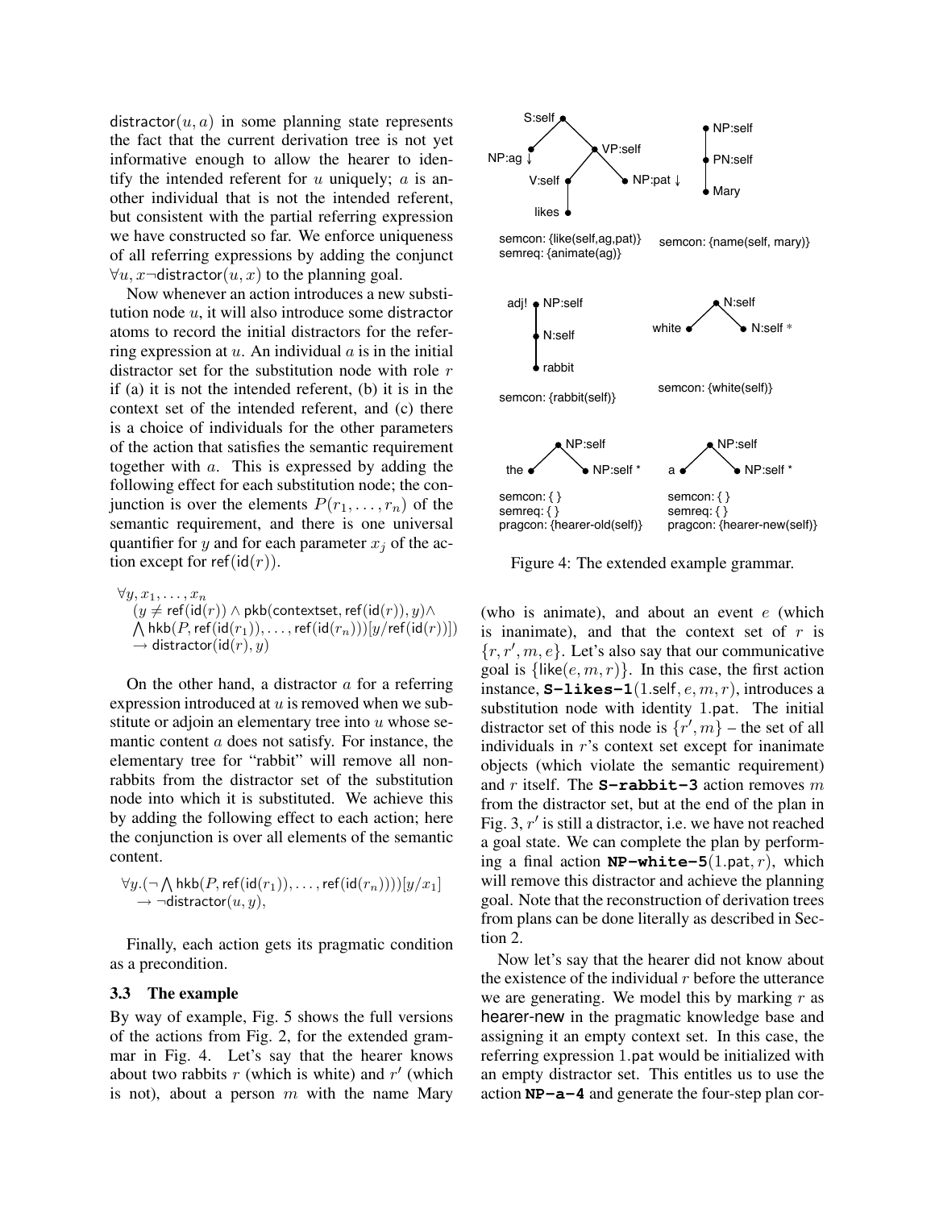distractor$(u, a)$ in some planning state represents the fact that the current derivation tree is not yet informative enough to allow the hearer to identify the intended referent for $u$ uniquely; $a$ is another individual that is not the intended referent, but consistent with the partial referring expression we have constructed so far. We enforce uniqueness of all referring expressions by adding the conjunct $\forall u, x \neg \mathsf{distractor}(u, x)$ to the planning goal.

Now whenever an action introduces a new substitution node $u$, it will also introduce some distractor atoms to record the initial distractors for the referring expression at $u$. An individual $a$ is in the initial distractor set for the substitution node with role $r$ if (a) it is not the intended referent, (b) it is in the context set of the intended referent, and (c) there is a choice of individuals for the other parameters of the action that satisfies the semantic requirement together with $a$. This is expressed by adding the following effect for each substitution node; the conjunction is over the elements $P(r_1, \ldots, r_n)$ of the semantic requirement, and there is one universal quantifier for $y$ and for each parameter $x_j$ of the action except for $\mathsf{ref}(\mathsf{id}(r))$.

$$\begin{array}{l}\forall y, x_1, \ldots, x_n \\ \quad (y \neq \mathsf{ref}(\mathsf{id}(r)) \wedge \mathsf{pkb}(\mathsf{contextset}, \mathsf{ref}(\mathsf{id}(r)), y) \wedge \\ \quad \bigwedge \mathsf{hkb}(P, \mathsf{ref}(\mathsf{id}(r_1)), \ldots, \mathsf{ref}(\mathsf{id}(r_n)))[y/\mathsf{ref}(\mathsf{id}(r))]) \\ \quad \rightarrow \mathsf{distractor}(\mathsf{id}(r), y)\end{array}$$

On the other hand, a distractor $a$ for a referring expression introduced at $u$ is removed when we substitute or adjoin an elementary tree into $u$ whose semantic content $a$ does not satisfy. For instance, the elementary tree for "rabbit" will remove all non-rabbits from the distractor set of the substitution node into which it is substituted. We achieve this by adding the following effect to each action; here the conjunction is over all elements of the semantic content.

$$\begin{array}{l}\forall y.(\neg \bigwedge \mathsf{hkb}(P, \mathsf{ref}(\mathsf{id}(r_1)), \ldots, \mathsf{ref}(\mathsf{id}(r_n))))[y/x_1] \\ \quad \rightarrow \neg \mathsf{distractor}(u, y),\end{array}$$

Finally, each action gets its pragmatic condition as a precondition.

### 3.3 The example

By way of example, Fig. 5 shows the full versions of the actions from Fig. 2, for the extended grammar in Fig. 4. Let's say that the hearer knows about two rabbits $r$ (which is white) and $r'$ (which is not), about a person $m$ with the name Mary (who is animate), and about an event $e$ (which is inanimate), and that the context set of $r$ is $\{r, r', m, e\}$. Let's also say that our communicative goal is $\{\mathsf{like}(e, m, r)\}$. In this case, the first action instance, **S-likes-1**$(1.\mathsf{self}, e, m, r)$, introduces a substitution node with identity $1.\mathsf{pat}$. The initial distractor set of this node is $\{r', m\}$ – the set of all individuals in $r$'s context set except for inanimate objects (which violate the semantic requirement) and $r$ itself. The **S-rabbit-3** action removes $m$ from the distractor set, but at the end of the plan in Fig. 3, $r'$ is still a distractor, i.e. we have not reached a goal state. We can complete the plan by performing a final action **NP-white-5**$(1.\mathsf{pat}, r)$, which will remove this distractor and achieve the planning goal. Note that the reconstruction of derivation trees from plans can be done literally as described in Section 2.

Figure 4: The extended example grammar.

Now let's say that the hearer did not know about the existence of the individual $r$ before the utterance we are generating. We model this by marking $r$ as hearer-new in the pragmatic knowledge base and assigning it an empty context set. In this case, the referring expression $1.\mathsf{pat}$ would be initialized with an empty distractor set. This entitles us to use the action **NP-a-4** and generate the four-step plan cor-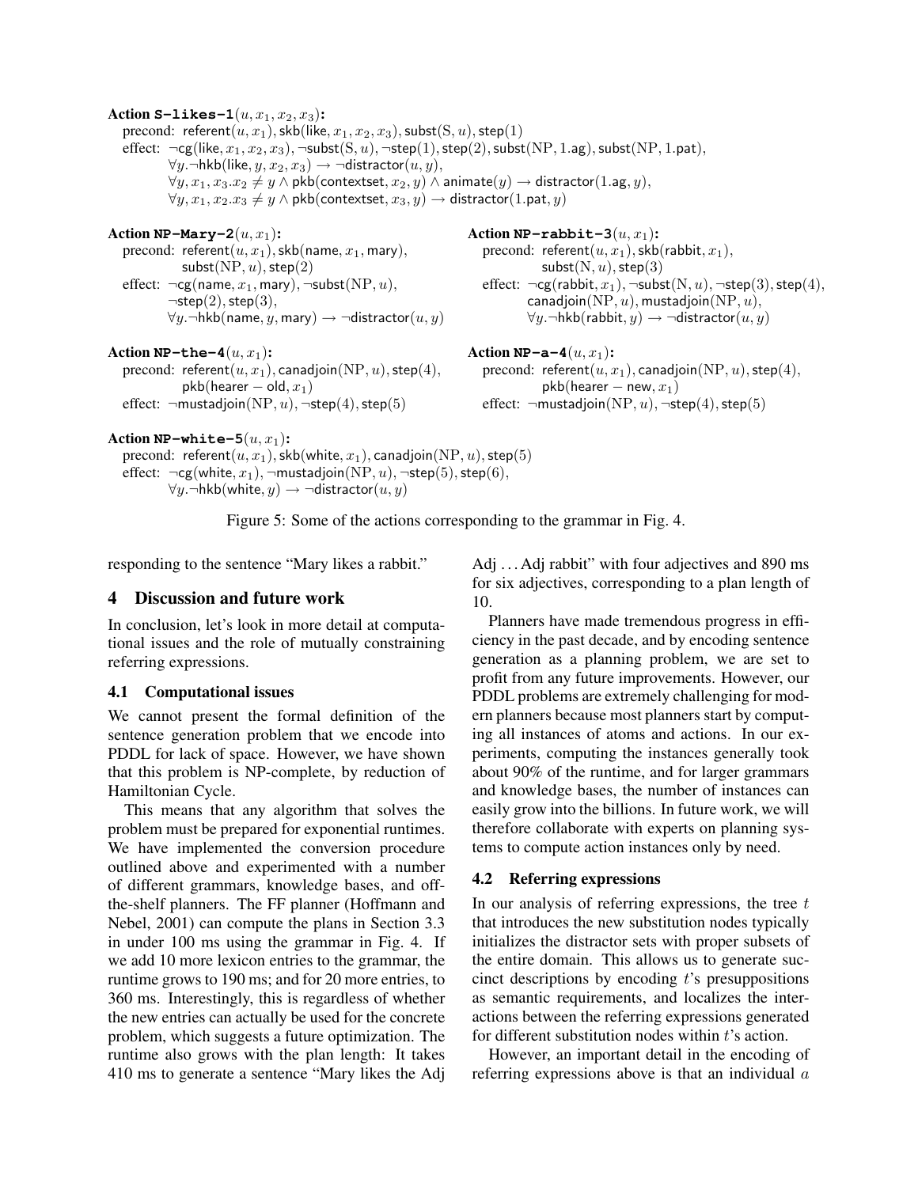**Action S-likes-1**$(u, x_1, x_2, x_3)$**:**

precond: $\mathsf{referent}(u, x_1), \mathsf{skb}(\mathsf{like}, x_1, x_2, x_3), \mathsf{subst}(\mathrm{S}, u), \mathsf{step}(1)$

effect: $\neg\mathsf{cg}(\mathsf{like}, x_1, x_2, x_3), \neg\mathsf{subst}(\mathrm{S}, u), \neg\mathsf{step}(1), \mathsf{step}(2), \mathsf{subst}(\mathrm{NP}, 1.\mathrm{ag}), \mathsf{subst}(\mathrm{NP}, 1.\mathrm{pat}),$
$\forall y.\neg\mathsf{hkb}(\mathsf{like}, y, x_2, x_3) \rightarrow \neg\mathsf{distractor}(u, y),$
$\forall y, x_1, x_3.x_2 \neq y \wedge \mathsf{pkb}(\mathsf{contextset}, x_2, y) \wedge \mathsf{animate}(y) \rightarrow \mathsf{distractor}(1.\mathrm{ag}, y),$
$\forall y, x_1, x_2.x_3 \neq y \wedge \mathsf{pkb}(\mathsf{contextset}, x_3, y) \rightarrow \mathsf{distractor}(1.\mathrm{pat}, y)$

**Action NP-Mary-2**$(u, x_1)$**:**

precond: $\mathsf{referent}(u, x_1), \mathsf{skb}(\mathsf{name}, x_1, \mathsf{mary}),$
$\mathsf{subst}(\mathrm{NP}, u), \mathsf{step}(2)$

effect: $\neg\mathsf{cg}(\mathsf{name}, x_1, \mathsf{mary}), \neg\mathsf{subst}(\mathrm{NP}, u),$
$\neg\mathsf{step}(2), \mathsf{step}(3),$
$\forall y.\neg\mathsf{hkb}(\mathsf{name}, y, \mathsf{mary}) \rightarrow \neg\mathsf{distractor}(u, y)$

**Action NP-rabbit-3**$(u, x_1)$**:**

precond: $\mathsf{referent}(u, x_1), \mathsf{skb}(\mathsf{rabbit}, x_1),$
$\mathsf{subst}(\mathrm{N}, u), \mathsf{step}(3)$

effect: $\neg\mathsf{cg}(\mathsf{rabbit}, x_1), \neg\mathsf{subst}(\mathrm{N}, u), \neg\mathsf{step}(3), \mathsf{step}(4),$
$\mathsf{canadjoin}(\mathrm{NP}, u), \mathsf{mustadjoin}(\mathrm{NP}, u),$
$\forall y.\neg\mathsf{hkb}(\mathsf{rabbit}, y) \rightarrow \neg\mathsf{distractor}(u, y)$

**Action NP-the-4**$(u, x_1)$**:**

precond: $\mathsf{referent}(u, x_1), \mathsf{canadjoin}(\mathrm{NP}, u), \mathsf{step}(4),$
$\mathsf{pkb}(\mathsf{hearer-old}, x_1)$

effect: $\neg\mathsf{mustadjoin}(\mathrm{NP}, u), \neg\mathsf{step}(4), \mathsf{step}(5)$

**Action NP-a-4**$(u, x_1)$**:**

precond: $\mathsf{referent}(u, x_1), \mathsf{canadjoin}(\mathrm{NP}, u), \mathsf{step}(4),$
$\mathsf{pkb}(\mathsf{hearer-new}, x_1)$

effect: $\neg\mathsf{mustadjoin}(\mathrm{NP}, u), \neg\mathsf{step}(4), \mathsf{step}(5)$

**Action NP-white-5**$(u, x_1)$**:**

precond: $\mathsf{referent}(u, x_1), \mathsf{skb}(\mathsf{white}, x_1), \mathsf{canadjoin}(\mathrm{NP}, u), \mathsf{step}(5)$

effect: $\neg\mathsf{cg}(\mathsf{white}, x_1), \neg\mathsf{mustadjoin}(\mathrm{NP}, u), \neg\mathsf{step}(5), \mathsf{step}(6),$
$\forall y.\neg\mathsf{hkb}(\mathsf{white}, y) \rightarrow \neg\mathsf{distractor}(u, y)$

Figure 5: Some of the actions corresponding to the grammar in Fig. 4.

responding to the sentence "Mary likes a rabbit."

## 4 Discussion and future work

In conclusion, let's look in more detail at computational issues and the role of mutually constraining referring expressions.

### 4.1 Computational issues

We cannot present the formal definition of the sentence generation problem that we encode into PDDL for lack of space. However, we have shown that this problem is NP-complete, by reduction of Hamiltonian Cycle.

This means that any algorithm that solves the problem must be prepared for exponential runtimes. We have implemented the conversion procedure outlined above and experimented with a number of different grammars, knowledge bases, and off-the-shelf planners. The FF planner (Hoffmann and Nebel, 2001) can compute the plans in Section 3.3 in under 100 ms using the grammar in Fig. 4. If we add 10 more lexicon entries to the grammar, the runtime grows to 190 ms; and for 20 more entries, to 360 ms. Interestingly, this is regardless of whether the new entries can actually be used for the concrete problem, which suggests a future optimization. The runtime also grows with the plan length: It takes 410 ms to generate a sentence "Mary likes the Adj Adj ... Adj rabbit" with four adjectives and 890 ms for six adjectives, corresponding to a plan length of 10.

Planners have made tremendous progress in efficiency in the past decade, and by encoding sentence generation as a planning problem, we are set to profit from any future improvements. However, our PDDL problems are extremely challenging for modern planners because most planners start by computing all instances of atoms and actions. In our experiments, computing the instances generally took about 90% of the runtime, and for larger grammars and knowledge bases, the number of instances can easily grow into the billions. In future work, we will therefore collaborate with experts on planning systems to compute action instances only by need.

### 4.2 Referring expressions

In our analysis of referring expressions, the tree $t$ that introduces the new substitution nodes typically initializes the distractor sets with proper subsets of the entire domain. This allows us to generate succinct descriptions by encoding $t$'s presuppositions as semantic requirements, and localizes the interactions between the referring expressions generated for different substitution nodes within $t$'s action.

However, an important detail in the encoding of referring expressions above is that an individual $a$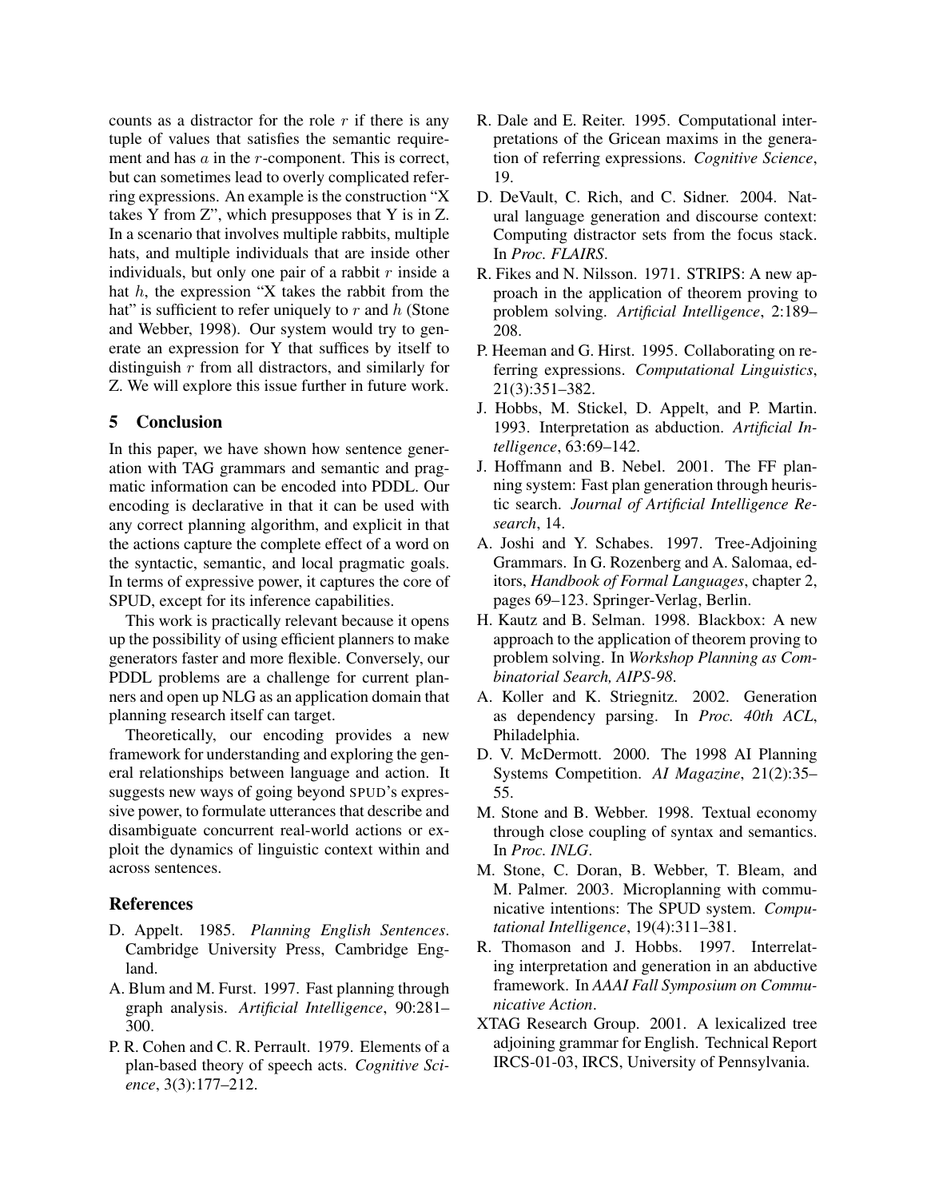counts as a distractor for the role $r$ if there is any tuple of values that satisfies the semantic requirement and has $a$ in the $r$-component. This is correct, but can sometimes lead to overly complicated referring expressions. An example is the construction "X takes Y from Z", which presupposes that Y is in Z. In a scenario that involves multiple rabbits, multiple hats, and multiple individuals that are inside other individuals, but only one pair of a rabbit $r$ inside a hat $h$, the expression "X takes the rabbit from the hat" is sufficient to refer uniquely to $r$ and $h$ (Stone and Webber, 1998). Our system would try to generate an expression for Y that suffices by itself to distinguish $r$ from all distractors, and similarly for Z. We will explore this issue further in future work.

## 5 Conclusion

In this paper, we have shown how sentence generation with TAG grammars and semantic and pragmatic information can be encoded into PDDL. Our encoding is declarative in that it can be used with any correct planning algorithm, and explicit in that the actions capture the complete effect of a word on the syntactic, semantic, and local pragmatic goals. In terms of expressive power, it captures the core of SPUD, except for its inference capabilities.

This work is practically relevant because it opens up the possibility of using efficient planners to make generators faster and more flexible. Conversely, our PDDL problems are a challenge for current planners and open up NLG as an application domain that planning research itself can target.

Theoretically, our encoding provides a new framework for understanding and exploring the general relationships between language and action. It suggests new ways of going beyond SPUD's expressive power, to formulate utterances that describe and disambiguate concurrent real-world actions or exploit the dynamics of linguistic context within and across sentences.

## References

D. Appelt. 1985. *Planning English Sentences*. Cambridge University Press, Cambridge England.

A. Blum and M. Furst. 1997. Fast planning through graph analysis. *Artificial Intelligence*, 90:281–300.

P. R. Cohen and C. R. Perrault. 1979. Elements of a plan-based theory of speech acts. *Cognitive Science*, 3(3):177–212.

R. Dale and E. Reiter. 1995. Computational interpretations of the Gricean maxims in the generation of referring expressions. *Cognitive Science*, 19.

D. DeVault, C. Rich, and C. Sidner. 2004. Natural language generation and discourse context: Computing distractor sets from the focus stack. In *Proc. FLAIRS*.

R. Fikes and N. Nilsson. 1971. STRIPS: A new approach in the application of theorem proving to problem solving. *Artificial Intelligence*, 2:189–208.

P. Heeman and G. Hirst. 1995. Collaborating on referring expressions. *Computational Linguistics*, 21(3):351–382.

J. Hobbs, M. Stickel, D. Appelt, and P. Martin. 1993. Interpretation as abduction. *Artificial Intelligence*, 63:69–142.

J. Hoffmann and B. Nebel. 2001. The FF planning system: Fast plan generation through heuristic search. *Journal of Artificial Intelligence Research*, 14.

A. Joshi and Y. Schabes. 1997. Tree-Adjoining Grammars. In G. Rozenberg and A. Salomaa, editors, *Handbook of Formal Languages*, chapter 2, pages 69–123. Springer-Verlag, Berlin.

H. Kautz and B. Selman. 1998. Blackbox: A new approach to the application of theorem proving to problem solving. In *Workshop Planning as Combinatorial Search, AIPS-98*.

A. Koller and K. Striegnitz. 2002. Generation as dependency parsing. In *Proc. 40th ACL*, Philadelphia.

D. V. McDermott. 2000. The 1998 AI Planning Systems Competition. *AI Magazine*, 21(2):35–55.

M. Stone and B. Webber. 1998. Textual economy through close coupling of syntax and semantics. In *Proc. INLG*.

M. Stone, C. Doran, B. Webber, T. Bleam, and M. Palmer. 2003. Microplanning with communicative intentions: The SPUD system. *Computational Intelligence*, 19(4):311–381.

R. Thomason and J. Hobbs. 1997. Interrelating interpretation and generation in an abductive framework. In *AAAI Fall Symposium on Communicative Action*.

XTAG Research Group. 2001. A lexicalized tree adjoining grammar for English. Technical Report IRCS-01-03, IRCS, University of Pennsylvania.